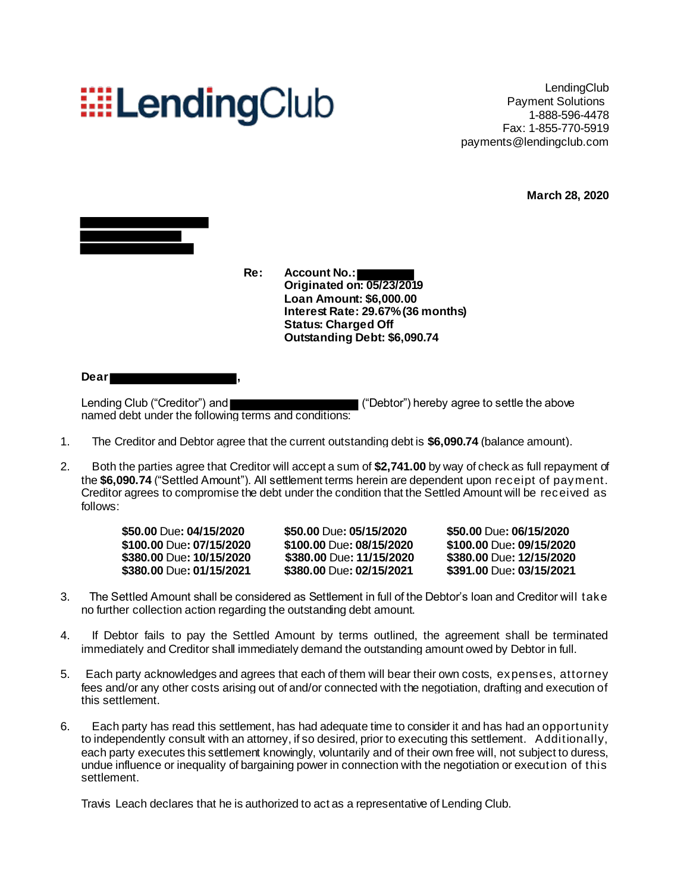# LendingClub

LendingClub
Payment Solutions
1-888-596-4478
Fax: 1-855-770-5919
payments@lendingclub.com

**March 28, 2020**

**Re: Account No.:**
**Originated on: 05/23/2019**
**Loan Amount: $6,000.00**
**Interest Rate: 29.67% (36 months)**
**Status: Charged Off**
**Outstanding Debt: $6,090.74**

**Dear** ,

Lending Club ("Creditor") and ("Debtor") hereby agree to settle the above named debt under the following terms and conditions:

1. The Creditor and Debtor agree that the current outstanding debt is **$6,090.74** (balance amount).

2. Both the parties agree that Creditor will accept a sum of **$2,741.00** by way of check as full repayment of the **$6,090.74** ("Settled Amount"). All settlement terms herein are dependent upon receipt of payment. Creditor agrees to compromise the debt under the condition that the Settled Amount will be received as follows:

| | | |
|---|---|---|
| **$50.00** Due: **04/15/2020** | **$50.00** Due: **05/15/2020** | **$50.00** Due: **06/15/2020** |
| **$100.00** Due: **07/15/2020** | **$100.00** Due: **08/15/2020** | **$100.00** Due: **09/15/2020** |
| **$380.00** Due: **10/15/2020** | **$380.00** Due: **11/15/2020** | **$380.00** Due: **12/15/2020** |
| **$380.00** Due: **01/15/2021** | **$380.00** Due: **02/15/2021** | **$391.00** Due: **03/15/2021** |

3. The Settled Amount shall be considered as Settlement in full of the Debtor's loan and Creditor will take no further collection action regarding the outstanding debt amount.

4. If Debtor fails to pay the Settled Amount by terms outlined, the agreement shall be terminated immediately and Creditor shall immediately demand the outstanding amount owed by Debtor in full.

5. Each party acknowledges and agrees that each of them will bear their own costs, expenses, attorney fees and/or any other costs arising out of and/or connected with the negotiation, drafting and execution of this settlement.

6. Each party has read this settlement, has had adequate time to consider it and has had an opportunity to independently consult with an attorney, if so desired, prior to executing this settlement. Additionally, each party executes this settlement knowingly, voluntarily and of their own free will, not subject to duress, undue influence or inequality of bargaining power in connection with the negotiation or execution of this settlement.

Travis Leach declares that he is authorized to act as a representative of Lending Club.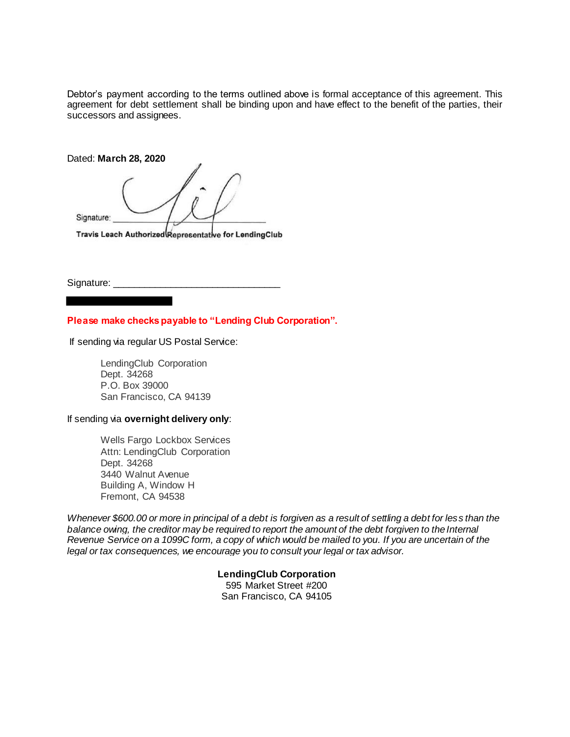Debtor's payment according to the terms outlined above is formal acceptance of this agreement. This agreement for debt settlement shall be binding upon and have effect to the benefit of the parties, their successors and assignees.

Dated: **March 28, 2020**

Signature: ______________________________

**Travis Leach Authorized Representative for LendingClub**

Signature: ______________________________

**Please make checks payable to "Lending Club Corporation".**

If sending via regular US Postal Service:

LendingClub Corporation
Dept. 34268
P.O. Box 39000
San Francisco, CA 94139

If sending via **overnight delivery only**:

Wells Fargo Lockbox Services
Attn: LendingClub Corporation
Dept. 34268
3440 Walnut Avenue
Building A, Window H
Fremont, CA 94538

*Whenever $600.00 or more in principal of a debt is forgiven as a result of settling a debt for less than the balance owing, the creditor may be required to report the amount of the debt forgiven to the Internal Revenue Service on a 1099C form, a copy of which would be mailed to you. If you are uncertain of the legal or tax consequences, we encourage you to consult your legal or tax advisor.*

**LendingClub Corporation**
595 Market Street #200
San Francisco, CA 94105